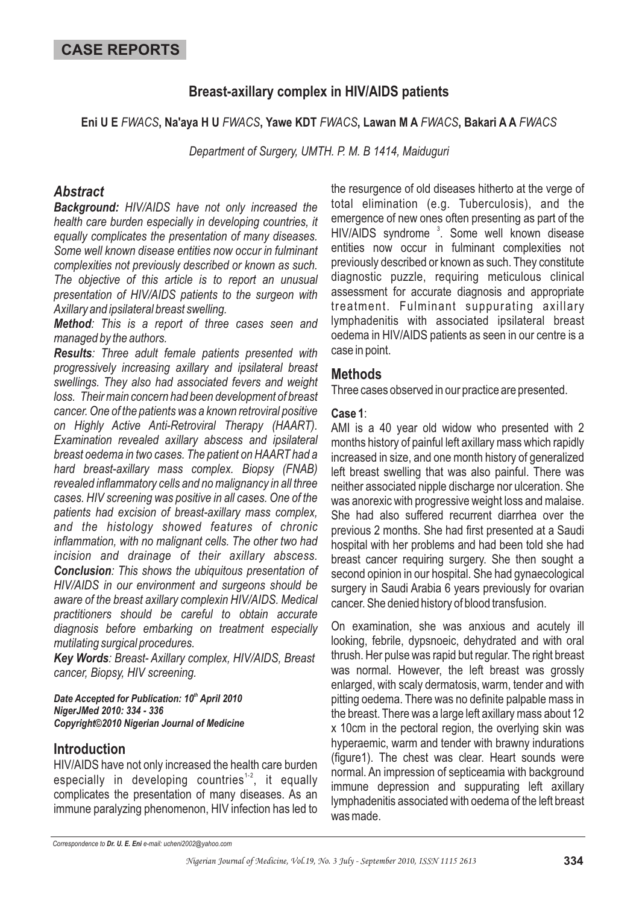# CASE REPORTS

## Breast-axillary complex in HIV/AIDS patients

**Eni U E** *FWACS*, **Na'aya H U** *FWACS*, **Yawe KDT** *FWACS*, **Lawan M A** *FWACS*, **Bakari A A** *FWACS*

*Department of Surgery, UMTH. P. M. B 1414, Maiduguri*

### *Abstract*

***Background:*** *HIV/AIDS have not only increased the health care burden especially in developing countries, it equally complicates the presentation of many diseases. Some well known disease entities now occur in fulminant complexities not previously described or known as such. The objective of this article is to report an unusual presentation of HIV/AIDS patients to the surgeon with Axillary and ipsilateral breast swelling.*

***Method****: This is a report of three cases seen and managed by the authors.*

***Results****: Three adult female patients presented with progressively increasing axillary and ipsilateral breast swellings. They also had associated fevers and weight loss. Their main concern had been development of breast cancer. One of the patients was a known retroviral positive on Highly Active Anti-Retroviral Therapy (HAART). Examination revealed axillary abscess and ipsilateral breast oedema in two cases. The patient on HAART had a hard breast-axillary mass complex. Biopsy (FNAB) revealed inflammatory cells and no malignancy in all three cases. HIV screening was positive in all cases. One of the patients had excision of breast-axillary mass complex, and the histology showed features of chronic inflammation, with no malignant cells. The other two had incision and drainage of their axillary abscess.*

***Conclusion****: This shows the ubiquitous presentation of HIV/AIDS in our environment and surgeons should be aware of the breast axillary complexin HIV/AIDS. Medical practitioners should be careful to obtain accurate diagnosis before embarking on treatment especially mutilating surgical procedures.*

***Key Words****: Breast- Axillary complex, HIV/AIDS, Breast cancer, Biopsy, HIV screening.*

***Date Accepted for Publication: 10th April 2010***
***NigerJMed 2010: 334 - 336***
***Copyright©2010 Nigerian Journal of Medicine***

## Introduction

HIV/AIDS have not only increased the health care burden especially in developing countries[1-2], it equally complicates the presentation of many diseases. As an immune paralyzing phenomenon, HIV infection has led to the resurgence of old diseases hitherto at the verge of total elimination (e.g. Tuberculosis), and the emergence of new ones often presenting as part of the HIV/AIDS syndrome [3]. Some well known disease entities now occur in fulminant complexities not previously described or known as such. They constitute diagnostic puzzle, requiring meticulous clinical assessment for accurate diagnosis and appropriate treatment. Fulminant suppurating axillary lymphadenitis with associated ipsilateral breast oedema in HIV/AIDS patients as seen in our centre is a case in point.

## Methods

Three cases observed in our practice are presented.

**Case 1**:

AMI is a 40 year old widow who presented with 2 months history of painful left axillary mass which rapidly increased in size, and one month history of generalized left breast swelling that was also painful. There was neither associated nipple discharge nor ulceration. She was anorexic with progressive weight loss and malaise. She had also suffered recurrent diarrhea over the previous 2 months. She had first presented at a Saudi hospital with her problems and had been told she had breast cancer requiring surgery. She then sought a second opinion in our hospital. She had gynaecological surgery in Saudi Arabia 6 years previously for ovarian cancer. She denied history of blood transfusion.

On examination, she was anxious and acutely ill looking, febrile, dypsnoeic, dehydrated and with oral thrush. Her pulse was rapid but regular. The right breast was normal. However, the left breast was grossly enlarged, with scaly dermatosis, warm, tender and with pitting oedema. There was no definite palpable mass in the breast. There was a large left axillary mass about 12 x 10cm in the pectoral region, the overlying skin was hyperaemic, warm and tender with brawny indurations (figure1). The chest was clear. Heart sounds were normal. An impression of septiceamia with background immune depression and suppurating left axillary lymphadenitis associated with oedema of the left breast was made.

*Correspondence to* ***Dr. U. E. Eni*** *e-mail: ucheni2002@yahoo.com*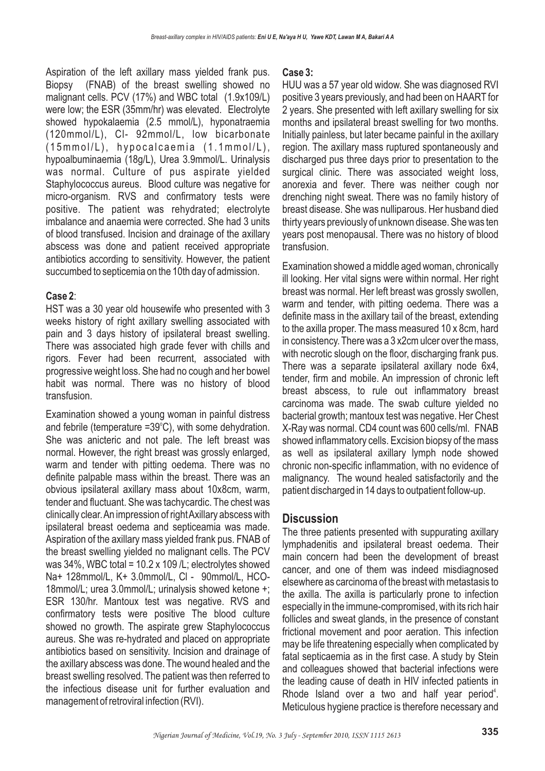Aspiration of the left axillary mass yielded frank pus. Biopsy (FNAB) of the breast swelling showed no malignant cells. PCV (17%) and WBC total (1.9x109/L) were low; the ESR (35mm/hr) was elevated. Electrolyte showed hypokalaemia (2.5 mmol/L), hyponatraemia (120mmol/L), Cl- 92mmol/L, low bicarbonate (15mmol/L), hypocalcaemia (1.1mmol/L), hypoalbuminaemia (18g/L), Urea 3.9mmol/L. Urinalysis was normal. Culture of pus aspirate yielded Staphylococcus aureus. Blood culture was negative for micro-organism. RVS and confirmatory tests were positive. The patient was rehydrated; electrolyte imbalance and anaemia were corrected. She had 3 units of blood transfused. Incision and drainage of the axillary abscess was done and patient received appropriate antibiotics according to sensitivity. However, the patient succumbed to septicemia on the 10th day of admission.

**Case 2**:

HST was a 30 year old housewife who presented with 3 weeks history of right axillary swelling associated with pain and 3 days history of ipsilateral breast swelling. There was associated high grade fever with chills and rigors. Fever had been recurrent, associated with progressive weight loss. She had no cough and her bowel habit was normal. There was no history of blood transfusion.

Examination showed a young woman in painful distress and febrile (temperature =39°C), with some dehydration. She was anicteric and not pale. The left breast was normal. However, the right breast was grossly enlarged, warm and tender with pitting oedema. There was no definite palpable mass within the breast. There was an obvious ipsilateral axillary mass about 10x8cm, warm, tender and fluctuant. She was tachycardic. The chest was clinically clear. An impression of right Axillary abscess with ipsilateral breast oedema and septicaemia was made. Aspiration of the axillary mass yielded frank pus. FNAB of the breast swelling yielded no malignant cells. The PCV was 34%, WBC total = 10.2 x 109 /L; electrolytes showed Na+ 128mmol/L, K+ 3.0mmol/L, Cl - 90mmol/L, HCO- 18mmol/L; urea 3.0mmol/L; urinalysis showed ketone +; ESR 130/hr. Mantoux test was negative. RVS and confirmatory tests were positive The blood culture showed no growth. The aspirate grew Staphylococcus aureus. She was re-hydrated and placed on appropriate antibiotics based on sensitivity. Incision and drainage of the axillary abscess was done. The wound healed and the breast swelling resolved. The patient was then referred to the infectious disease unit for further evaluation and management of retroviral infection (RVI).

**Case 3:**

HUU was a 57 year old widow. She was diagnosed RVI positive 3 years previously, and had been on HAART for 2 years. She presented with left axillary swelling for six months and ipsilateral breast swelling for two months. Initially painless, but later became painful in the axillary region. The axillary mass ruptured spontaneously and discharged pus three days prior to presentation to the surgical clinic. There was associated weight loss, anorexia and fever. There was neither cough nor drenching night sweat. There was no family history of breast disease. She was nulliparous. Her husband died thirty years previously of unknown disease. She was ten years post menopausal. There was no history of blood transfusion.

Examination showed a middle aged woman, chronically ill looking. Her vital signs were within normal. Her right breast was normal. Her left breast was grossly swollen, warm and tender, with pitting oedema. There was a definite mass in the axillary tail of the breast, extending to the axilla proper. The mass measured 10 x 8cm, hard in consistency. There was a 3 x2cm ulcer over the mass, with necrotic slough on the floor, discharging frank pus. There was a separate ipsilateral axillary node 6x4, tender, firm and mobile. An impression of chronic left breast abscess, to rule out inflammatory breast carcinoma was made. The swab culture yielded no bacterial growth; mantoux test was negative. Her Chest X-Ray was normal. CD4 count was 600 cells/ml. FNAB showed inflammatory cells. Excision biopsy of the mass as well as ipsilateral axillary lymph node showed chronic non-specific inflammation, with no evidence of malignancy. The wound healed satisfactorily and the patient discharged in 14 days to outpatient follow-up.

## Discussion

The three patients presented with suppurating axillary lymphadenitis and ipsilateral breast oedema. Their main concern had been the development of breast cancer, and one of them was indeed misdiagnosed elsewhere as carcinoma of the breast with metastasis to the axilla. The axilla is particularly prone to infection especially in the immune-compromised, with its rich hair follicles and sweat glands, in the presence of constant frictional movement and poor aeration. This infection may be life threatening especially when complicated by fatal septicaemia as in the first case. A study by Stein and colleagues showed that bacterial infections were the leading cause of death in HIV infected patients in Rhode Island over a two and half year period[4]. Meticulous hygiene practice is therefore necessary and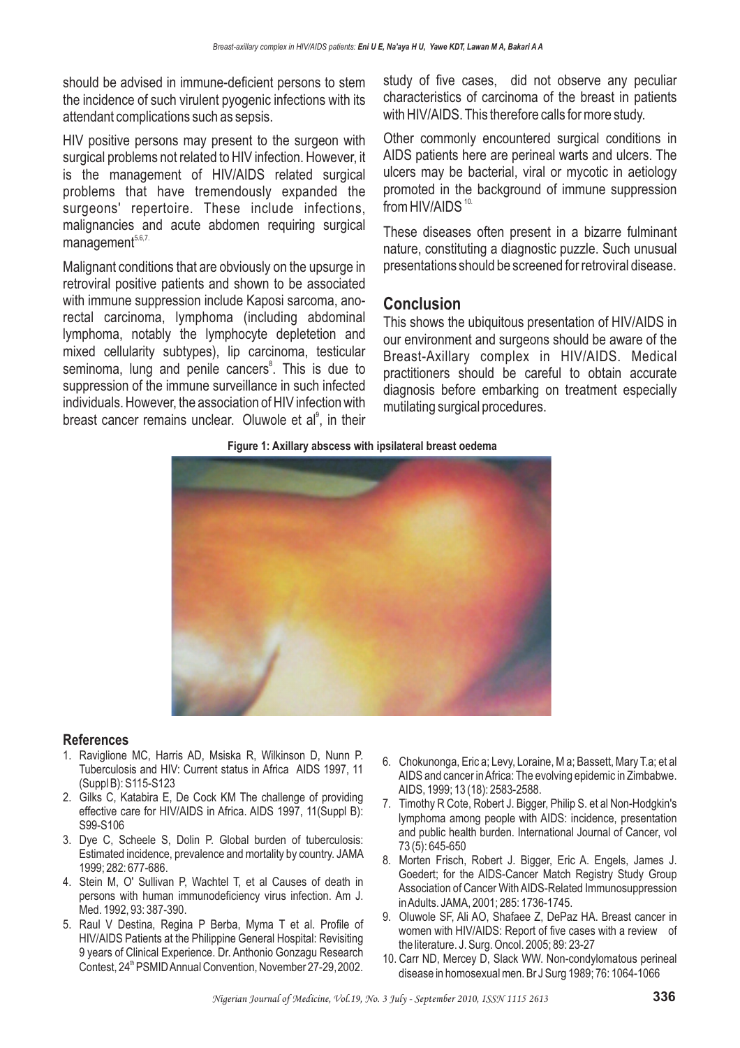should be advised in immune-deficient persons to stem the incidence of such virulent pyogenic infections with its attendant complications such as sepsis.

HIV positive persons may present to the surgeon with surgical problems not related to HIV infection. However, it is the management of HIV/AIDS related surgical problems that have tremendously expanded the surgeons' repertoire. These include infections, malignancies and acute abdomen requiring surgical management[5,6,7].

Malignant conditions that are obviously on the upsurge in retroviral positive patients and shown to be associated with immune suppression include Kaposi sarcoma, ano-rectal carcinoma, lymphoma (including abdominal lymphoma, notably the lymphocyte depletetion and mixed cellularity subtypes), lip carcinoma, testicular seminoma, lung and penile cancers[8]. This is due to suppression of the immune surveillance in such infected individuals. However, the association of HIV infection with breast cancer remains unclear. Oluwole et al[9], in their study of five cases, did not observe any peculiar characteristics of carcinoma of the breast in patients with HIV/AIDS. This therefore calls for more study.

Other commonly encountered surgical conditions in AIDS patients here are perineal warts and ulcers. The ulcers may be bacterial, viral or mycotic in aetiology promoted in the background of immune suppression from HIV/AIDS[10].

These diseases often present in a bizarre fulminant nature, constituting a diagnostic puzzle. Such unusual presentations should be screened for retroviral disease.

## Conclusion

This shows the ubiquitous presentation of HIV/AIDS in our environment and surgeons should be aware of the Breast-Axillary complex in HIV/AIDS. Medical practitioners should be careful to obtain accurate diagnosis before embarking on treatment especially mutilating surgical procedures.

**Figure 1: Axillary abscess with ipsilateral breast oedema**

## References

1. Raviglione MC, Harris AD, Msiska R, Wilkinson D, Nunn P. Tuberculosis and HIV: Current status in Africa AIDS 1997, 11 (Suppl B): S115-S123
2. Gilks C, Katabira E, De Cock KM The challenge of providing effective care for HIV/AIDS in Africa. AIDS 1997, 11(Suppl B): S99-S106
3. Dye C, Scheele S, Dolin P. Global burden of tuberculosis: Estimated incidence, prevalence and mortality by country. JAMA 1999; 282: 677-686.
4. Stein M, O' Sullivan P, Wachtel T, et al Causes of death in persons with human immunodeficiency virus infection. Am J. Med. 1992, 93: 387-390.
5. Raul V Destina, Regina P Berba, Myma T et al. Profile of HIV/AIDS Patients at the Philippine General Hospital: Revisiting 9 years of Clinical Experience. Dr. Anthonio Gonzagu Research Contest, 24th PSMID Annual Convention, November 27-29, 2002.
6. Chokunonga, Eric a; Levy, Loraine, M a; Bassett, Mary T.a; et al AIDS and cancer in Africa: The evolving epidemic in Zimbabwe. AIDS, 1999; 13 (18): 2583-2588.
7. Timothy R Cote, Robert J. Bigger, Philip S. et al Non-Hodgkin's lymphoma among people with AIDS: incidence, presentation and public health burden. International Journal of Cancer, vol 73 (5): 645-650
8. Morten Frisch, Robert J. Bigger, Eric A. Engels, James J. Goedert; for the AIDS-Cancer Match Registry Study Group Association of Cancer With AIDS-Related Immunosuppression in Adults. JAMA, 2001; 285: 1736-1745.
9. Oluwole SF, Ali AO, Shafaee Z, DePaz HA. Breast cancer in women with HIV/AIDS: Report of five cases with a review of the literature. J. Surg. Oncol. 2005; 89: 23-27
10. Carr ND, Mercey D, Slack WW. Non-condylomatous perineal disease in homosexual men. Br J Surg 1989; 76: 1064-1066